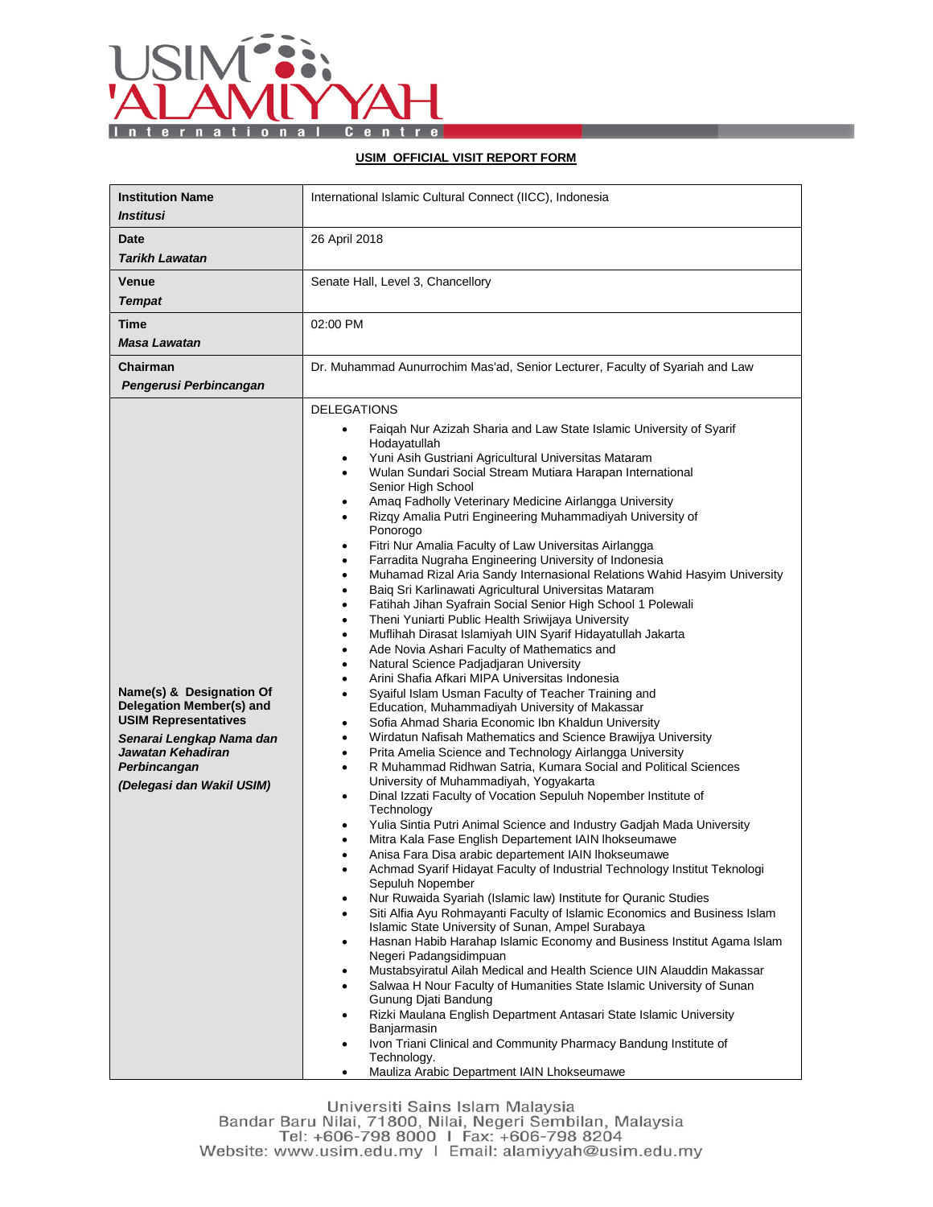USIM 'ALAMIYYAH International Centre

**USIM OFFICIAL VISIT REPORT FORM**

| | |
|---|---|
| **Institution Name** *Institusi* | International Islamic Cultural Connect (IICC), Indonesia |
| **Date** *Tarikh Lawatan* | 26 April 2018 |
| **Venue** *Tempat* | Senate Hall, Level 3, Chancellory |
| **Time** *Masa Lawatan* | 02:00 PM |
| **Chairman** *Pengerusi Perbincangan* | Dr. Muhammad Aunurrochim Mas'ad, Senior Lecturer, Faculty of Syariah and Law |
| **Name(s) & Designation Of Delegation Member(s) and USIM Representatives** *Senarai Lengkap Nama dan Jawatan Kehadiran Perbincangan (Delegasi dan Wakil USIM)* | DELEGATIONS<br>• Faiqah Nur Azizah Sharia and Law State Islamic University of Syarif Hodayatullah<br>• Yuni Asih Gustriani Agricultural Universitas Mataram<br>• Wulan Sundari Social Stream Mutiara Harapan International Senior High School<br>• Amaq Fadholly Veterinary Medicine Airlangga University<br>• Rizqy Amalia Putri Engineering Muhammadiyah University of Ponorogo<br>• Fitri Nur Amalia Faculty of Law Universitas Airlangga<br>• Farradita Nugraha Engineering University of Indonesia<br>• Muhamad Rizal Aria Sandy Internasional Relations Wahid Hasyim University<br>• Baiq Sri Karlinawati Agricultural Universitas Mataram<br>• Fatihah Jihan Syafrain Social Senior High School 1 Polewali<br>• Theni Yuniarti Public Health Sriwijaya University<br>• Muflihah Dirasat Islamiyah UIN Syarif Hidayatullah Jakarta<br>• Ade Novia Ashari Faculty of Mathematics and<br>• Natural Science Padjadjaran University<br>• Arini Shafia Afkari MIPA Universitas Indonesia<br>• Syaiful Islam Usman Faculty of Teacher Training and Education, Muhammadiyah University of Makassar<br>• Sofia Ahmad Sharia Economic Ibn Khaldun University<br>• Wirdatun Nafisah Mathematics and Science Brawijya University<br>• Prita Amelia Science and Technology Airlangga University<br>• R Muhammad Ridhwan Satria, Kumara Social and Political Sciences University of Muhammadiyah, Yogyakarta<br>• Dinal Izzati Faculty of Vocation Sepuluh Nopember Institute of Technology<br>• Yulia Sintia Putri Animal Science and Industry Gadjah Mada University<br>• Mitra Kala Fase English Departement IAIN lhokseumawe<br>• Anisa Fara Disa arabic departement IAIN lhokseumawe<br>• Achmad Syarif Hidayat Faculty of Industrial Technology Institut Teknologi Sepuluh Nopember<br>• Nur Ruwaida Syariah (Islamic law) Institute for Quranic Studies<br>• Siti Alfia Ayu Rohmayanti Faculty of Islamic Economics and Business Islam Islamic State University of Sunan, Ampel Surabaya<br>• Hasnan Habib Harahap Islamic Economy and Business Institut Agama Islam Negeri Padangsidimpuan<br>• Mustabsyiratul Ailah Medical and Health Science UIN Alauddin Makassar<br>• Salwaa H Nour Faculty of Humanities State Islamic University of Sunan Gunung Djati Bandung<br>• Rizki Maulana English Department Antasari State Islamic University Banjarmasin<br>• Ivon Triani Clinical and Community Pharmacy Bandung Institute of Technology.<br>• Mauliza Arabic Department IAIN Lhokseumawe |

Universiti Sains Islam Malaysia
Bandar Baru Nilai, 71800, Nilai, Negeri Sembilan, Malaysia
Tel: +606-798 8000 I Fax: +606-798 8204
Website: www.usim.edu.my I Email: alamiyyah@usim.edu.my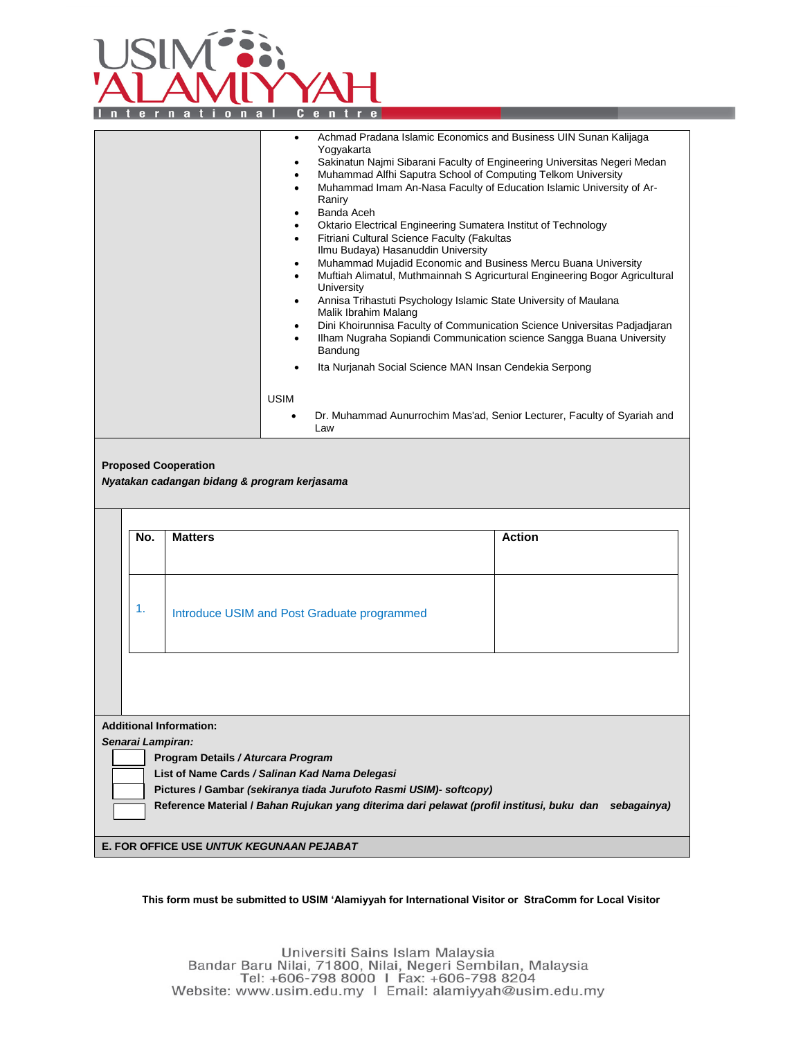| | • Achmad Pradana Islamic Economics and Business UIN Sunan Kalijaga Yogyakarta<br>• Sakinatun Najmi Sibarani Faculty of Engineering Universitas Negeri Medan<br>• Muhammad Alfhi Saputra School of Computing Telkom University<br>• Muhammad Imam An-Nasa Faculty of Education Islamic University of Ar-Raniry<br>• Banda Aceh<br>• Oktario Electrical Engineering Sumatera Institut of Technology<br>• Fitriani Cultural Science Faculty (Fakultas Ilmu Budaya) Hasanuddin University<br>• Muhammad Mujadid Economic and Business Mercu Buana University<br>• Muftiah Alimatul, Muthmainnah S Agricurtural Engineering Bogor Agricultural University<br>• Annisa Trihastuti Psychology Islamic State University of Maulana Malik Ibrahim Malang<br>• Dini Khoirunnisa Faculty of Communication Science Universitas Padjadjaran<br>• Ilham Nugraha Sopiandi Communication science Sangga Buana University Bandung<br>• Ita Nurjanah Social Science MAN Insan Cendekia Serpong<br><br>USIM<br>• Dr. Muhammad Aunurrochim Mas'ad, Senior Lecturer, Faculty of Syariah and Law |
|---|---|

**Proposed Cooperation**
***Nyatakan cadangan bidang & program kerjasama***

| No. | Matters | Action |
|---|---|---|
| 1. | Introduce USIM and Post Graduate programmed | |

**Additional Information:**
***Senarai Lampiran:***

- [ ] **Program Details / *Aturcara Program***
- [ ] **List of Name Cards / *Salinan Kad Nama Delegasi***
- [ ] **Pictures / Gambar *(sekiranya tiada Jurufoto Rasmi USIM)- softcopy)***
- [ ] **Reference Material / *Bahan Rujukan yang diterima dari pelawat (profil institusi, buku dan sebagainya)***

**E. FOR OFFICE USE *UNTUK KEGUNAAN PEJABAT***

**This form must be submitted to USIM 'Alamiyyah for International Visitor or StraComm for Local Visitor**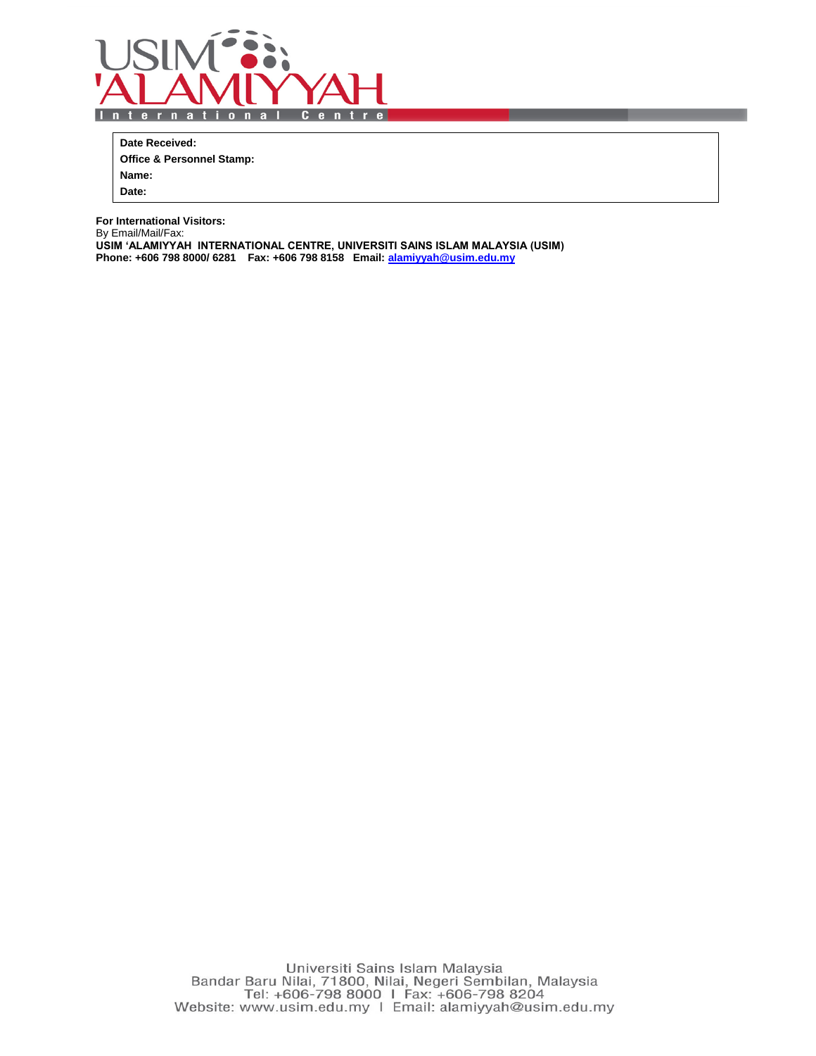| |
|---|
| **Date Received:** |
| **Office & Personnel Stamp:** |
| **Name:** |
| **Date:** |

**For International Visitors:**
By Email/Mail/Fax:
**USIM 'ALAMIYYAH INTERNATIONAL CENTRE, UNIVERSITI SAINS ISLAM MALAYSIA (USIM)**
**Phone: +606 798 8000/ 6281 Fax: +606 798 8158 Email: alamiyyah@usim.edu.my**